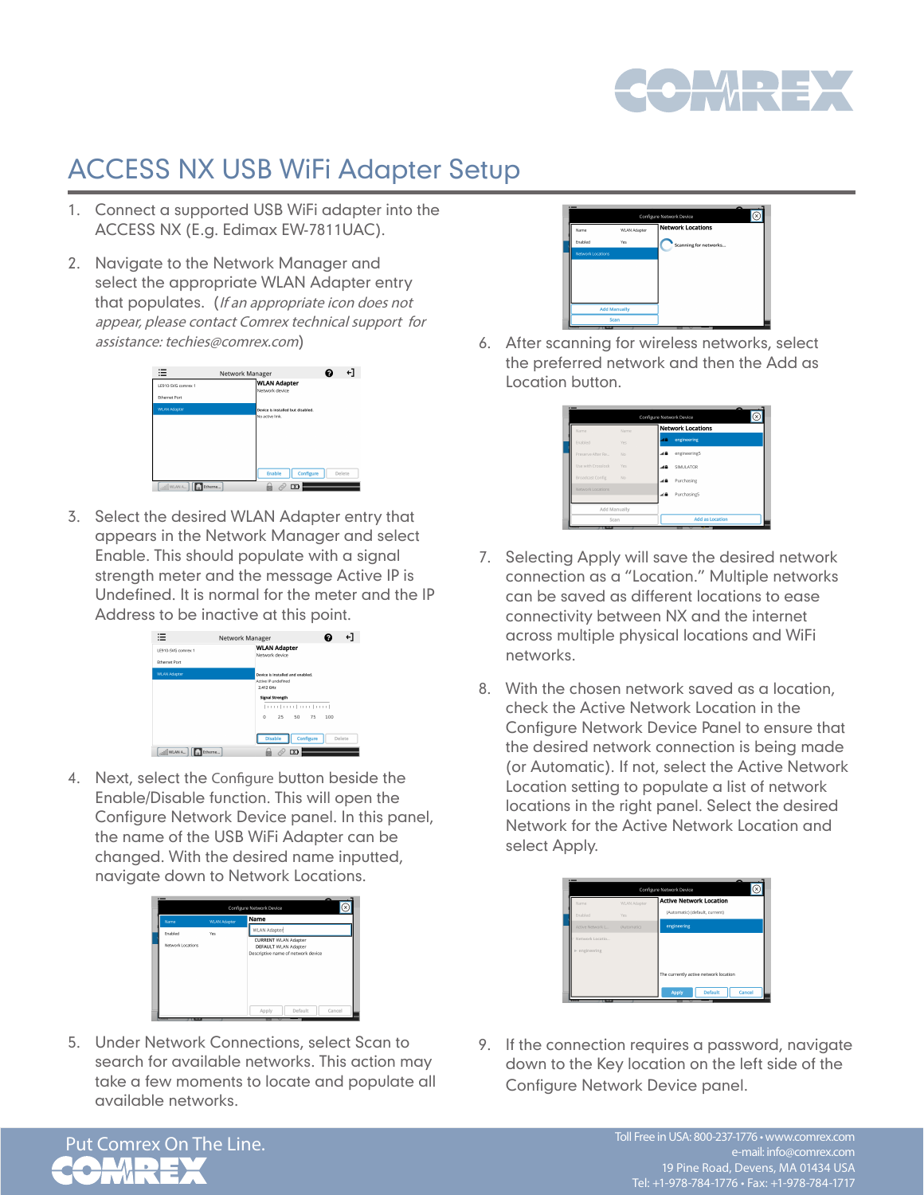# ACCESS NX USB WiFi Adapter Setup

1. Connect a supported USB WiFi adapter into the ACCESS NX (E.g. Edimax EW-7811UAC).

2. Navigate to the Network Manager and select the appropriate WLAN Adapter entry that populates. (*If an appropriate icon does not appear, please contact Comrex technical support for assistance: techies@comrex.com*)

3. Select the desired WLAN Adapter entry that appears in the Network Manager and select Enable. This should populate with a signal strength meter and the message Active IP is Undefined. It is normal for the meter and the IP Address to be inactive at this point.

4. Next, select the Configure button beside the Enable/Disable function. This will open the Configure Network Device panel. In this panel, the name of the USB WiFi Adapter can be changed. With the desired name inputted, navigate down to Network Locations.

5. Under Network Connections, select Scan to search for available networks. This action may take a few moments to locate and populate all available networks.

6. After scanning for wireless networks, select the preferred network and then the Add as Location button.

7. Selecting Apply will save the desired network connection as a “Location.” Multiple networks can be saved as different locations to ease connectivity between NX and the internet across multiple physical locations and WiFi networks.

8. With the chosen network saved as a location, check the Active Network Location in the Configure Network Device Panel to ensure that the desired network connection is being made (or Automatic). If not, select the Active Network Location setting to populate a list of network locations in the right panel. Select the desired Network for the Active Network Location and select Apply.

9. If the connection requires a password, navigate down to the Key location on the left side of the Configure Network Device panel.

Put Comrex On The Line.

Toll Free in USA: 800-237-1776 • www.comrex.com
e-mail: info@comrex.com
19 Pine Road, Devens, MA 01434 USA
Tel: +1-978-784-1776 • Fax: +1-978-784-1717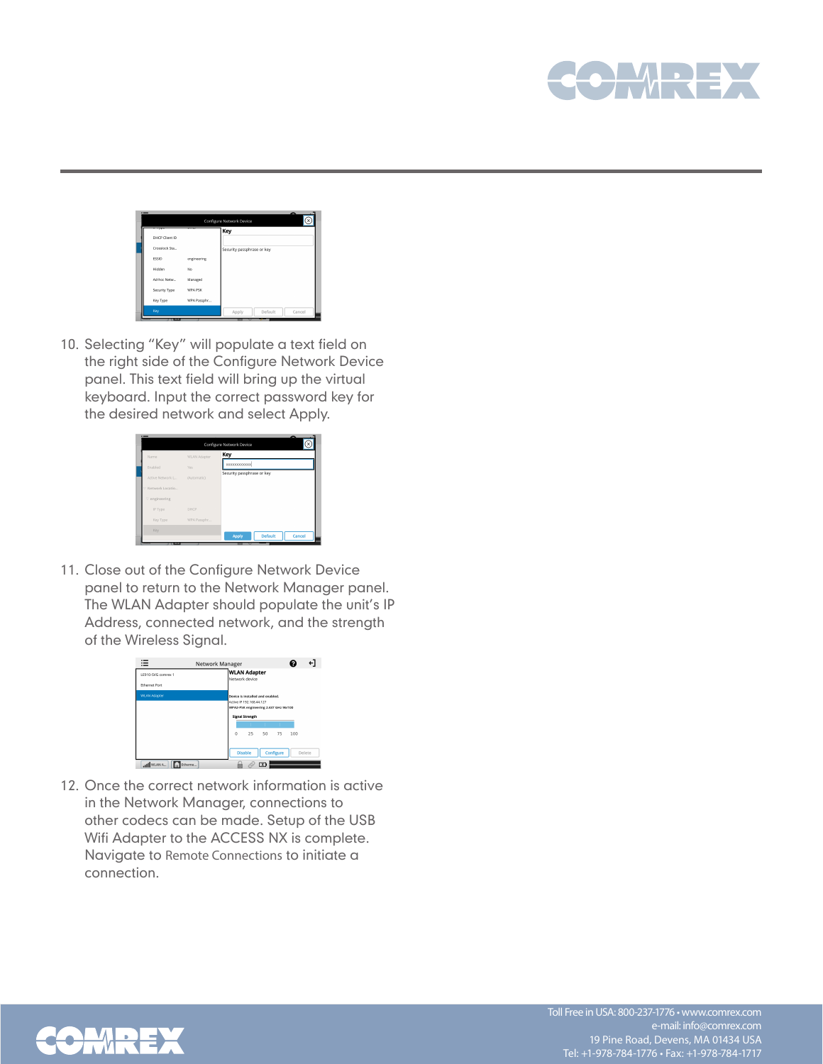10. Selecting "Key" will populate a text field on the right side of the Configure Network Device panel. This text field will bring up the virtual keyboard. Input the correct password key for the desired network and select Apply.

11. Close out of the Configure Network Device panel to return to the Network Manager panel. The WLAN Adapter should populate the unit's IP Address, connected network, and the strength of the Wireless Signal.

12. Once the correct network information is active in the Network Manager, connections to other codecs can be made. Setup of the USB Wifi Adapter to the ACCESS NX is complete. Navigate to Remote Connections to initiate a connection.